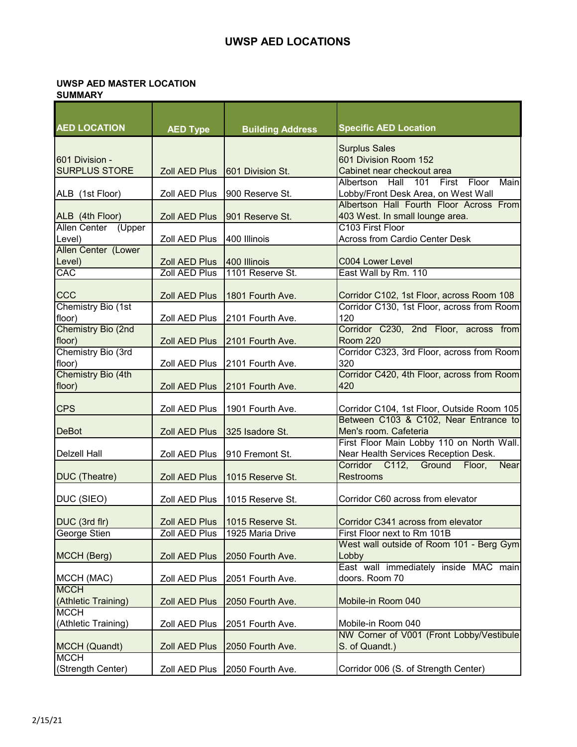# UWSP AED LOCATIONS

**UWSP AED MASTER LOCATION SUMMARY**

| AED LOCATION | AED Type | Building Address | Specific AED Location |
|---|---|---|---|
| 601 Division - SURPLUS STORE | Zoll AED Plus | 601 Division St. | Surplus Sales<br>601 Division Room 152<br>Cabinet near checkout area |
| ALB (1st Floor) | Zoll AED Plus | 900 Reserve St. | Albertson Hall 101 First Floor Main Lobby/Front Desk Area, on West Wall |
| ALB (4th Floor) | Zoll AED Plus | 901 Reserve St. | Albertson Hall Fourth Floor Across From 403 West. In small lounge area. |
| Allen Center (Upper Level) | Zoll AED Plus | 400 Illinois | C103 First Floor<br>Across from Cardio Center Desk |
| Allen Center (Lower Level) | Zoll AED Plus | 400 Illinois | C004 Lower Level |
| CAC | Zoll AED Plus | 1101 Reserve St. | East Wall by Rm. 110 |
| CCC | Zoll AED Plus | 1801 Fourth Ave. | Corridor C102, 1st Floor, across Room 108 |
| Chemistry Bio (1st floor) | Zoll AED Plus | 2101 Fourth Ave. | Corridor C130, 1st Floor, across from Room 120 |
| Chemistry Bio (2nd floor) | Zoll AED Plus | 2101 Fourth Ave. | Corridor C230, 2nd Floor, across from Room 220 |
| Chemistry Bio (3rd floor) | Zoll AED Plus | 2101 Fourth Ave. | Corridor C323, 3rd Floor, across from Room 320 |
| Chemistry Bio (4th floor) | Zoll AED Plus | 2101 Fourth Ave. | Corridor C420, 4th Floor, across from Room 420 |
| CPS | Zoll AED Plus | 1901 Fourth Ave. | Corridor C104, 1st Floor, Outside Room 105 |
| DeBot | Zoll AED Plus | 325 Isadore St. | Between C103 & C102, Near Entrance to Men's room. Cafeteria |
| Delzell Hall | Zoll AED Plus | 910 Fremont St. | First Floor Main Lobby 110 on North Wall. Near Health Services Reception Desk. |
| DUC (Theatre) | Zoll AED Plus | 1015 Reserve St. | Corridor C112, Ground Floor, Near Restrooms |
| DUC (SIEO) | Zoll AED Plus | 1015 Reserve St. | Corridor C60 across from elevator |
| DUC (3rd flr) | Zoll AED Plus | 1015 Reserve St. | Corridor C341 across from elevator |
| George Stien | Zoll AED Plus | 1925 Maria Drive | First Floor next to Rm 101B |
| MCCH (Berg) | Zoll AED Plus | 2050 Fourth Ave. | West wall outside of Room 101 - Berg Gym Lobby |
| MCCH (MAC) | Zoll AED Plus | 2051 Fourth Ave. | East wall immediately inside MAC main doors. Room 70 |
| MCCH (Athletic Training) | Zoll AED Plus | 2050 Fourth Ave. | Mobile-in Room 040 |
| MCCH (Athletic Training) | Zoll AED Plus | 2051 Fourth Ave. | Mobile-in Room 040 |
| MCCH (Quandt) | Zoll AED Plus | 2050 Fourth Ave. | NW Corner of V001 (Front Lobby/Vestibule S. of Quandt.) |
| MCCH (Strength Center) | Zoll AED Plus | 2050 Fourth Ave. | Corridor 006 (S. of Strength Center) |

2/15/21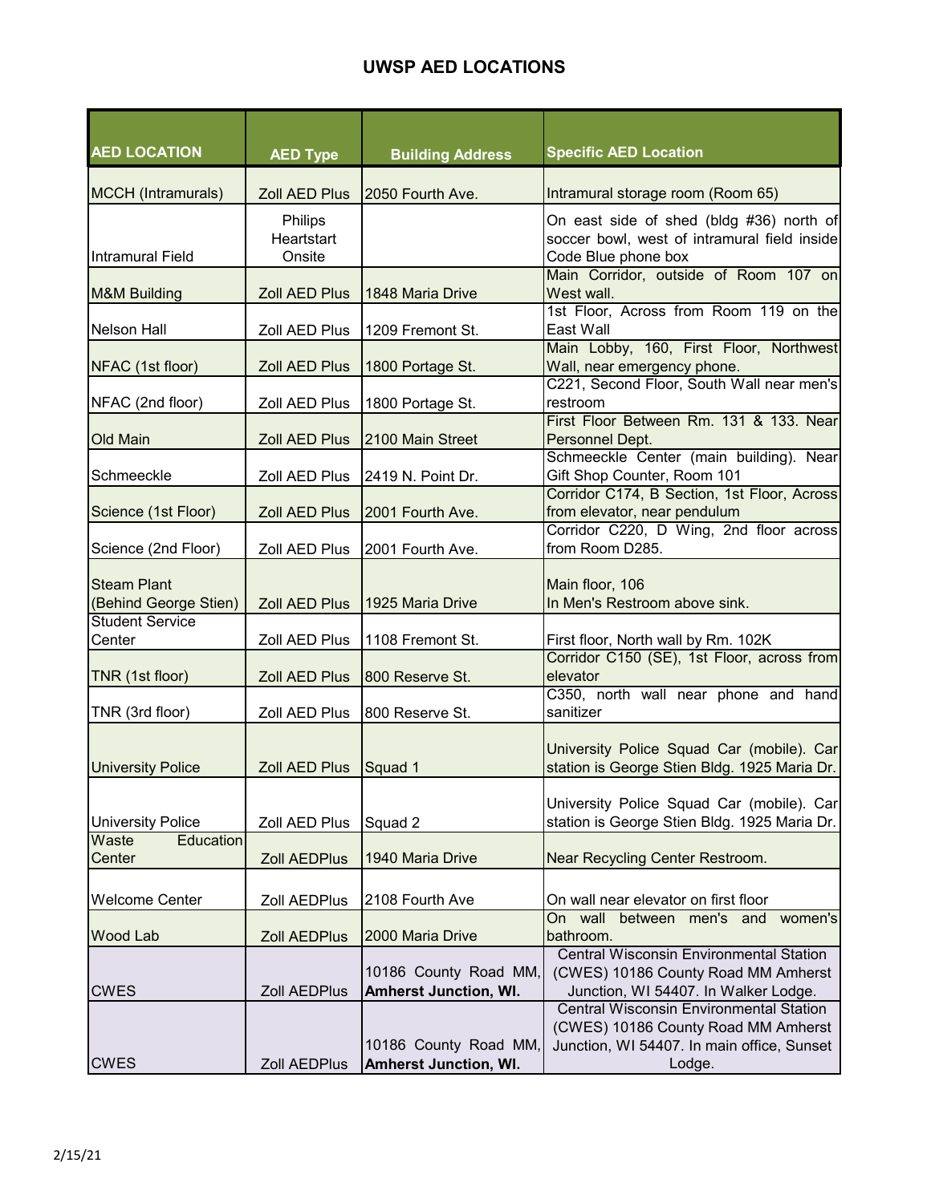## UWSP AED LOCATIONS

| AED LOCATION | AED Type | Building Address | Specific AED Location |
|---|---|---|---|
| MCCH (Intramurals) | Zoll AED Plus | 2050 Fourth Ave. | Intramural storage room (Room 65) |
| Intramural Field | Philips Heartstart Onsite | | On east side of shed (bldg #36) north of soccer bowl, west of intramural field inside Code Blue phone box |
| M&M Building | Zoll AED Plus | 1848 Maria Drive | Main Corridor, outside of Room 107 on West wall. |
| Nelson Hall | Zoll AED Plus | 1209 Fremont St. | 1st Floor, Across from Room 119 on the East Wall |
| NFAC (1st floor) | Zoll AED Plus | 1800 Portage St. | Main Lobby, 160, First Floor, Northwest Wall, near emergency phone. |
| NFAC (2nd floor) | Zoll AED Plus | 1800 Portage St. | C221, Second Floor, South Wall near men's restroom |
| Old Main | Zoll AED Plus | 2100 Main Street | First Floor Between Rm. 131 & 133. Near Personnel Dept. |
| Schmeeckle | Zoll AED Plus | 2419 N. Point Dr. | Schmeeckle Center (main building). Near Gift Shop Counter, Room 101 |
| Science (1st Floor) | Zoll AED Plus | 2001 Fourth Ave. | Corridor C174, B Section, 1st Floor, Across from elevator, near pendulum |
| Science (2nd Floor) | Zoll AED Plus | 2001 Fourth Ave. | Corridor C220, D Wing, 2nd floor across from Room D285. |
| Steam Plant (Behind George Stien) | Zoll AED Plus | 1925 Maria Drive | Main floor, 106 In Men's Restroom above sink. |
| Student Service Center | Zoll AED Plus | 1108 Fremont St. | First floor, North wall by Rm. 102K |
| TNR (1st floor) | Zoll AED Plus | 800 Reserve St. | Corridor C150 (SE), 1st Floor, across from elevator |
| TNR (3rd floor) | Zoll AED Plus | 800 Reserve St. | C350, north wall near phone and hand sanitizer |
| University Police | Zoll AED Plus | Squad 1 | University Police Squad Car (mobile). Car station is George Stien Bldg. 1925 Maria Dr. |
| University Police | Zoll AED Plus | Squad 2 | University Police Squad Car (mobile). Car station is George Stien Bldg. 1925 Maria Dr. |
| Waste Education Center | Zoll AEDPlus | 1940 Maria Drive | Near Recycling Center Restroom. |
| Welcome Center | Zoll AEDPlus | 2108 Fourth Ave | On wall near elevator on first floor |
| Wood Lab | Zoll AEDPlus | 2000 Maria Drive | On wall between men's and women's bathroom. |
| CWES | Zoll AEDPlus | 10186 County Road MM, **Amherst Junction, WI.** | Central Wisconsin Environmental Station (CWES) 10186 County Road MM Amherst Junction, WI 54407. In Walker Lodge. |
| CWES | Zoll AEDPlus | 10186 County Road MM, **Amherst Junction, WI.** | Central Wisconsin Environmental Station (CWES) 10186 County Road MM Amherst Junction, WI 54407. In main office, Sunset Lodge. |

2/15/21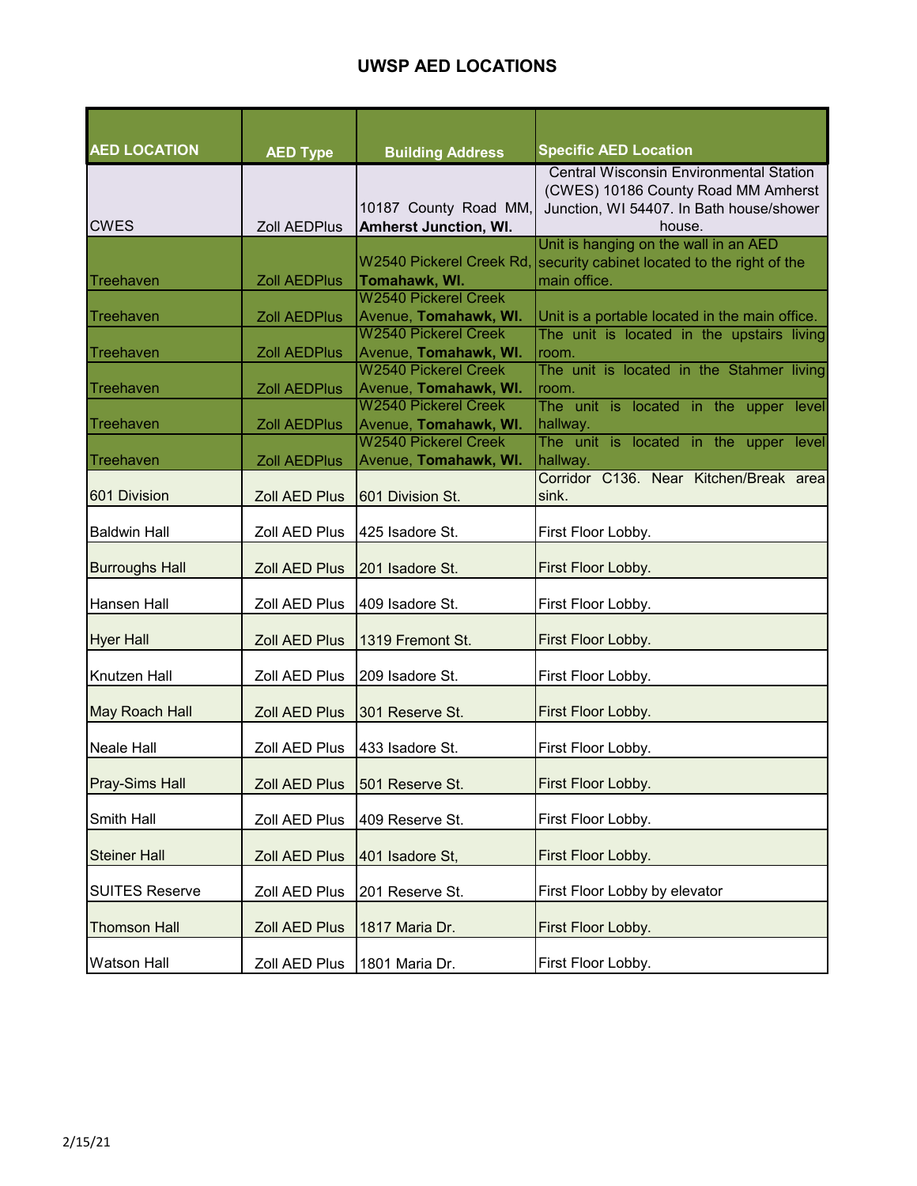## UWSP AED LOCATIONS

| AED LOCATION | AED Type | Building Address | Specific AED Location |
|---|---|---|---|
| CWES | Zoll AEDPlus | 10187 County Road MM, **Amherst Junction, WI.** | Central Wisconsin Environmental Station (CWES) 10186 County Road MM Amherst Junction, WI 54407. In Bath house/shower house. |
| Treehaven | Zoll AEDPlus | W2540 Pickerel Creek Rd, **Tomahawk, WI.** | Unit is hanging on the wall in an AED security cabinet located to the right of the main office. |
| Treehaven | Zoll AEDPlus | W2540 Pickerel Creek Avenue, **Tomahawk, WI.** | Unit is a portable located in the main office. |
| Treehaven | Zoll AEDPlus | W2540 Pickerel Creek Avenue, **Tomahawk, WI.** | The unit is located in the upstairs living room. |
| Treehaven | Zoll AEDPlus | W2540 Pickerel Creek Avenue, **Tomahawk, WI.** | The unit is located in the Stahmer living room. |
| Treehaven | Zoll AEDPlus | W2540 Pickerel Creek Avenue, **Tomahawk, WI.** | The unit is located in the upper level hallway. |
| Treehaven | Zoll AEDPlus | W2540 Pickerel Creek Avenue, **Tomahawk, WI.** | The unit is located in the upper level hallway. |
| 601 Division | Zoll AED Plus | 601 Division St. | Corridor C136. Near Kitchen/Break area sink. |
| Baldwin Hall | Zoll AED Plus | 425 Isadore St. | First Floor Lobby. |
| Burroughs Hall | Zoll AED Plus | 201 Isadore St. | First Floor Lobby. |
| Hansen Hall | Zoll AED Plus | 409 Isadore St. | First Floor Lobby. |
| Hyer Hall | Zoll AED Plus | 1319 Fremont St. | First Floor Lobby. |
| Knutzen Hall | Zoll AED Plus | 209 Isadore St. | First Floor Lobby. |
| May Roach Hall | Zoll AED Plus | 301 Reserve St. | First Floor Lobby. |
| Neale Hall | Zoll AED Plus | 433 Isadore St. | First Floor Lobby. |
| Pray-Sims Hall | Zoll AED Plus | 501 Reserve St. | First Floor Lobby. |
| Smith Hall | Zoll AED Plus | 409 Reserve St. | First Floor Lobby. |
| Steiner Hall | Zoll AED Plus | 401 Isadore St, | First Floor Lobby. |
| SUITES Reserve | Zoll AED Plus | 201 Reserve St. | First Floor Lobby by elevator |
| Thomson Hall | Zoll AED Plus | 1817 Maria Dr. | First Floor Lobby. |
| Watson Hall | Zoll AED Plus | 1801 Maria Dr. | First Floor Lobby. |

2/15/21